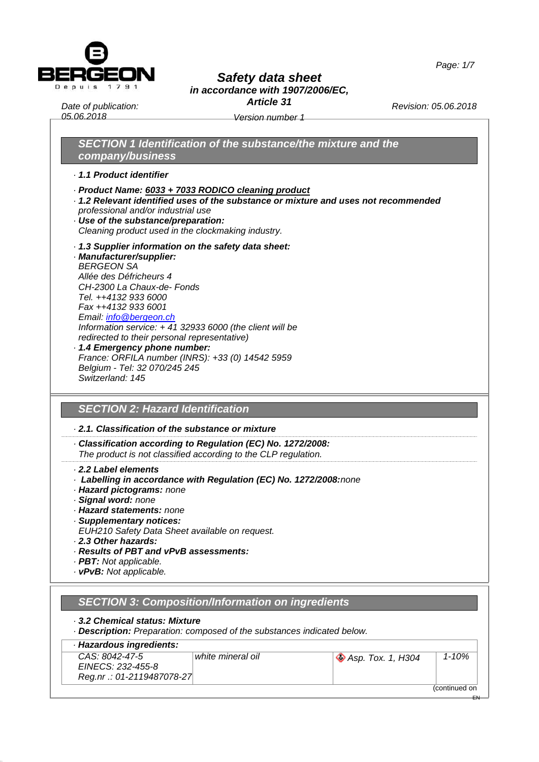# Safety data sheet
## in accordance with 1907/2006/EC, Article 31

Date of publication: 05.06.2018

Version number 1

Revision: 05.06.2018

## SECTION 1 Identification of the substance/the mixture and the company/business

· **1.1 Product identifier**

· **Product Name: 6033 + 7033 RODICO cleaning product**

· **1.2 Relevant identified uses of the substance or mixture and uses not recommended**
professional and/or industrial use

· **Use of the substance/preparation:**
Cleaning product used in the clockmaking industry.

· **1.3 Supplier information on the safety data sheet:**

· **Manufacturer/supplier:**
BERGEON SA
Allée des Défricheurs 4
CH-2300 La Chaux-de- Fonds
Tel. ++4132 933 6000
Fax ++4132 933 6001
Email: info@bergeon.ch
Information service: + 41 32933 6000 (the client will be redirected to their personal representative)

· **1.4 Emergency phone number:**
France: ORFILA number (INRS): +33 (0) 14542 5959
Belgium - Tel: 32 070/245 245
Switzerland: 145

## SECTION 2: Hazard Identification

· **2.1. Classification of the substance or mixture**

· **Classification according to Regulation (EC) No. 1272/2008:**
The product is not classified according to the CLP regulation.

· **2.2 Label elements**

· **Labelling in accordance with Regulation (EC) No. 1272/2008:** none

· **Hazard pictograms:** none

· **Signal word:** none

· **Hazard statements:** none

· **Supplementary notices:**
EUH210 Safety Data Sheet available on request.

· **2.3 Other hazards:**

· **Results of PBT and vPvB assessments:**

· **PBT:** Not applicable.

· **vPvB:** Not applicable.

## SECTION 3: Composition/Information on ingredients

· **3.2 Chemical status: Mixture**

· **Description:** Preparation: composed of the substances indicated below.

· **Hazardous ingredients:**

| | | | |
|---|---|---|---|
| CAS: 8042-47-5<br>EINECS: 232-455-8<br>Reg.nr .: 01-2119487078-27 | white mineral oil | Asp. Tox. 1, H304 | 1-10% |

(continued on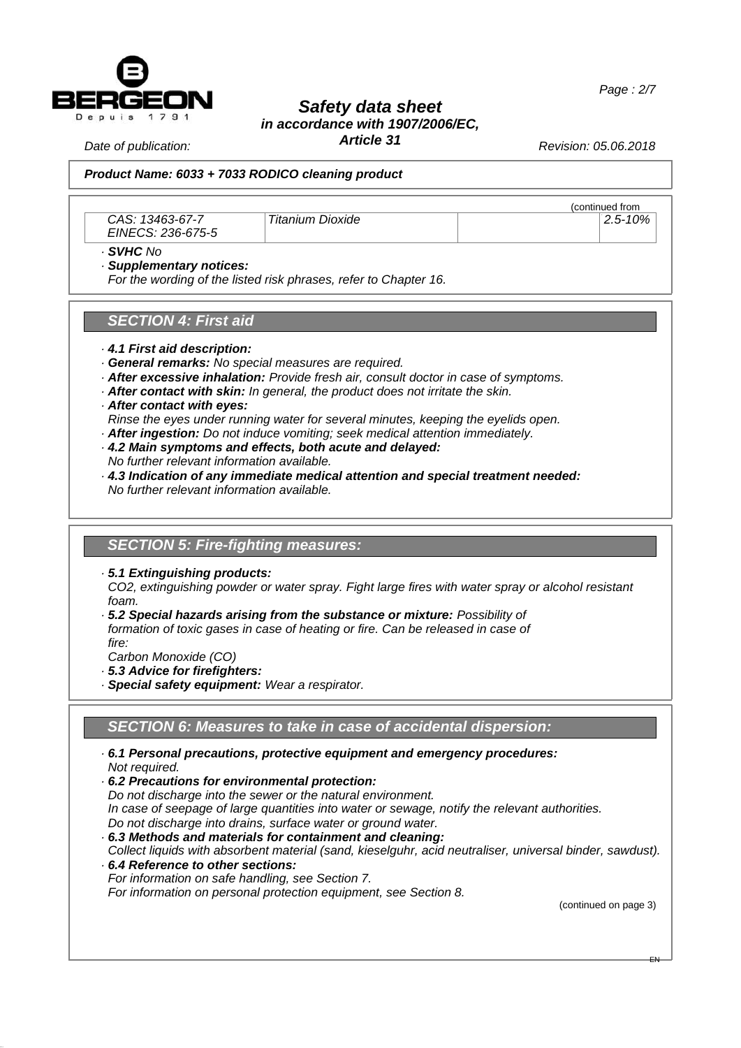**Product Name: 6033 + 7033 RODICO cleaning product**

(continued from

| | | | |
|---|---|---|---|
| CAS: 13463-67-7<br>EINECS: 236-675-5 | Titanium Dioxide | | 2.5-10% |

· **SVHC** No

· **Supplementary notices:**
For the wording of the listed risk phrases, refer to Chapter 16.

## SECTION 4: First aid

· **4.1 First aid description:**
· **General remarks:** No special measures are required.
· **After excessive inhalation:** Provide fresh air, consult doctor in case of symptoms.
· **After contact with skin:** In general, the product does not irritate the skin.
· **After contact with eyes:**
Rinse the eyes under running water for several minutes, keeping the eyelids open.
· **After ingestion:** Do not induce vomiting; seek medical attention immediately.
· **4.2 Main symptoms and effects, both acute and delayed:**
No further relevant information available.
· **4.3 Indication of any immediate medical attention and special treatment needed:**
No further relevant information available.

## SECTION 5: Fire-fighting measures:

· **5.1 Extinguishing products:**
CO2, extinguishing powder or water spray. Fight large fires with water spray or alcohol resistant foam.
· **5.2 Special hazards arising from the substance or mixture:** Possibility of formation of toxic gases in case of heating or fire. Can be released in case of fire:
Carbon Monoxide (CO)
· **5.3 Advice for firefighters:**
· **Special safety equipment:** Wear a respirator.

## SECTION 6: Measures to take in case of accidental dispersion:

· **6.1 Personal precautions, protective equipment and emergency procedures:**
Not required.
· **6.2 Precautions for environmental protection:**
Do not discharge into the sewer or the natural environment.
In case of seepage of large quantities into water or sewage, notify the relevant authorities.
Do not discharge into drains, surface water or ground water.
· **6.3 Methods and materials for containment and cleaning:**
Collect liquids with absorbent material (sand, kieselguhr, acid neutraliser, universal binder, sawdust).
· **6.4 Reference to other sections:**
For information on safe handling, see Section 7.
For information on personal protection equipment, see Section 8.

(continued on page 3)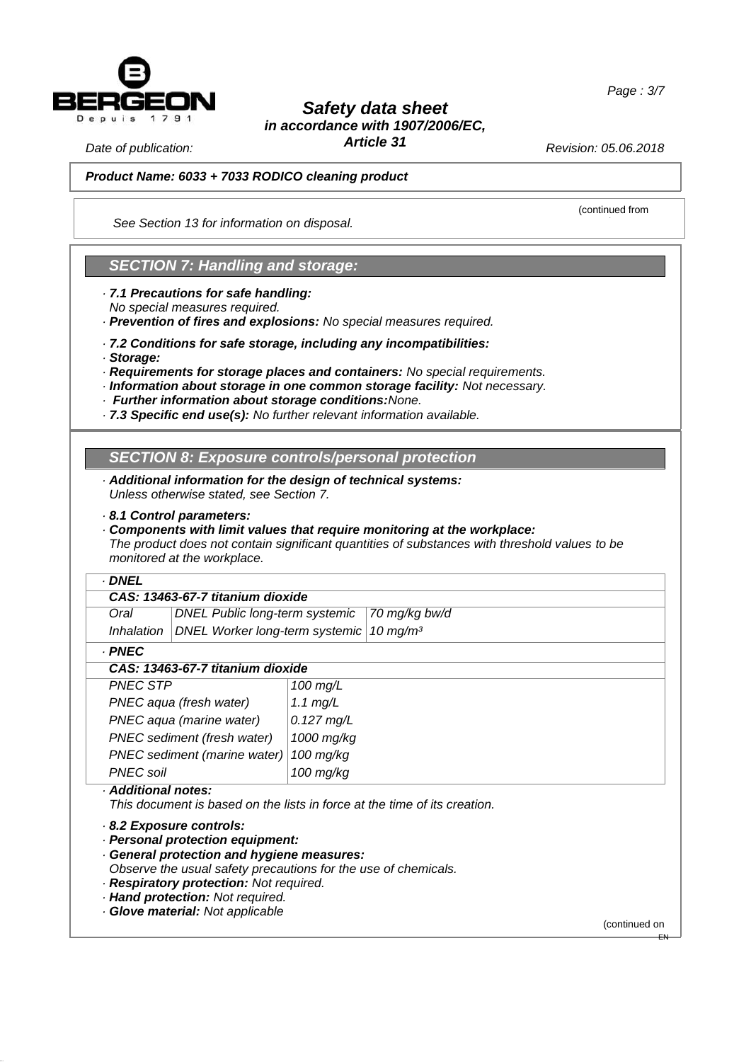See Section 13 for information on disposal.

## SECTION 7: Handling and storage:

· **7.1 Precautions for safe handling:**
No special measures required.
· **Prevention of fires and explosions:** No special measures required.

· **7.2 Conditions for safe storage, including any incompatibilities:**
· **Storage:**
· **Requirements for storage places and containers:** No special requirements.
· **Information about storage in one common storage facility:** Not necessary.
· **Further information about storage conditions:** None.
· **7.3 Specific end use(s):** No further relevant information available.

## SECTION 8: Exposure controls/personal protection

· **Additional information for the design of technical systems:**
Unless otherwise stated, see Section 7.

· **8.1 Control parameters:**
· **Components with limit values that require monitoring at the workplace:**
The product does not contain significant quantities of substances with threshold values to be monitored at the workplace.

· **DNEL**

| CAS: 13463-67-7 titanium dioxide | | |
|---|---|---|
| Oral | DNEL Public long-term systemic | 70 mg/kg bw/d |
| Inhalation | DNEL Worker long-term systemic | 10 mg/m³ |

· **PNEC**

| CAS: 13463-67-7 titanium dioxide | |
|---|---|
| PNEC STP | 100 mg/L |
| PNEC aqua (fresh water) | 1.1 mg/L |
| PNEC aqua (marine water) | 0.127 mg/L |
| PNEC sediment (fresh water) | 1000 mg/kg |
| PNEC sediment (marine water) | 100 mg/kg |
| PNEC soil | 100 mg/kg |

· **Additional notes:**
This document is based on the lists in force at the time of its creation.

· **8.2 Exposure controls:**
· **Personal protection equipment:**
· **General protection and hygiene measures:**
Observe the usual safety precautions for the use of chemicals.
· **Respiratory protection:** Not required.
· **Hand protection:** Not required.
· **Glove material:** Not applicable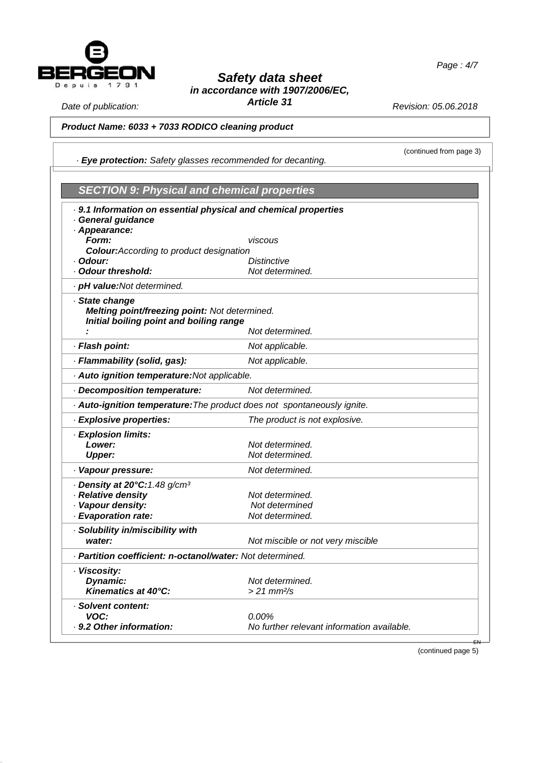**Product Name: 6033 + 7033 RODICO cleaning product**

(continued from page 3)

· **Eye protection:** Safety glasses recommended for decanting.

## SECTION 9: Physical and chemical properties

· **9.1 Information on essential physical and chemical properties**
· **General guidance**
· **Appearance:**
**Form:** viscous
**Colour:** According to product designation
· **Odour:** Distinctive
· **Odour threshold:** Not determined.

· **pH value:** Not determined.

· **State change**
**Melting point/freezing point:** Not determined.
**Initial boiling point and boiling range:** Not determined.

· **Flash point:** Not applicable.

· **Flammability (solid, gas):** Not applicable.

· **Auto ignition temperature:** Not applicable.

· **Decomposition temperature:** Not determined.

· **Auto-ignition temperature:** The product does not spontaneously ignite.

· **Explosive properties:** The product is not explosive.

· **Explosion limits:**
**Lower:** Not determined.
**Upper:** Not determined.

· **Vapour pressure:** Not determined.

· **Density at 20°C:** 1.48 g/cm³
· **Relative density** Not determined.
· **Vapour density:** Not determined
· **Evaporation rate:** Not determined.

· **Solubility in/miscibility with**
**water:** Not miscible or not very miscible

· **Partition coefficient: n-octanol/water:** Not determined.

· **Viscosity:**
**Dynamic:** Not determined.
**Kinematics at 40°C:** > 21 mm²/s

· **Solvent content:**
**VOC:** 0.00%
· **9.2 Other information:** No further relevant information available.

(continued page 5)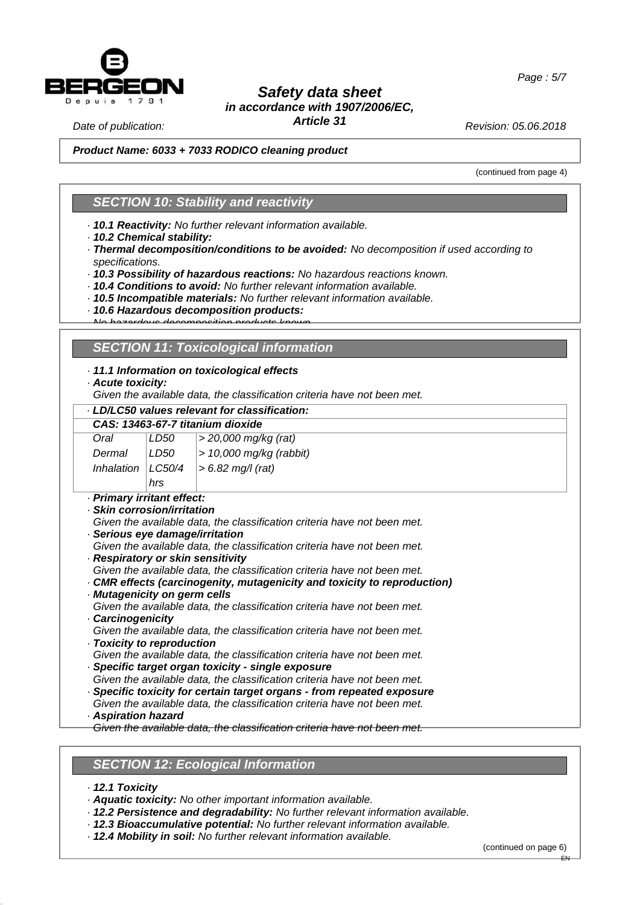*(continued from page 4)*

## SECTION 10: Stability and reactivity

- ***10.1 Reactivity:*** *No further relevant information available.*
- ***10.2 Chemical stability:***
- ***Thermal decomposition/conditions to be avoided:*** *No decomposition if used according to specifications.*
- ***10.3 Possibility of hazardous reactions:*** *No hazardous reactions known.*
- ***10.4 Conditions to avoid:*** *No further relevant information available.*
- ***10.5 Incompatible materials:*** *No further relevant information available.*
- ***10.6 Hazardous decomposition products:***
  *No hazardous decomposition products known.*

## SECTION 11: Toxicological information

- ***11.1 Information on toxicological effects***
- ***Acute toxicity:***
  *Given the available data, the classification criteria have not been met.*

| *LD/LC50 values relevant for classification:* | | |
|---|---|---|
| ***CAS: 13463-67-7 titanium dioxide*** | | |
| *Oral* | *LD50* | *> 20,000 mg/kg (rat)* |
| *Dermal* | *LD50* | *> 10,000 mg/kg (rabbit)* |
| *Inhalation* | *LC50/4 hrs* | *> 6.82 mg/l (rat)* |

- ***Primary irritant effect:***
- ***Skin corrosion/irritation***
  *Given the available data, the classification criteria have not been met.*
- ***Serious eye damage/irritation***
  *Given the available data, the classification criteria have not been met.*
- ***Respiratory or skin sensitivity***
  *Given the available data, the classification criteria have not been met.*
- ***CMR effects (carcinogenity, mutagenicity and toxicity to reproduction)***
- ***Mutagenicity on germ cells***
  *Given the available data, the classification criteria have not been met.*
- ***Carcinogenicity***
  *Given the available data, the classification criteria have not been met.*
- ***Toxicity to reproduction***
  *Given the available data, the classification criteria have not been met.*
- ***Specific target organ toxicity - single exposure***
  *Given the available data, the classification criteria have not been met.*
- ***Specific toxicity for certain target organs - from repeated exposure***
  *Given the available data, the classification criteria have not been met.*
- ***Aspiration hazard***
  *Given the available data, the classification criteria have not been met.*

## SECTION 12: Ecological Information

- ***12.1 Toxicity***
- ***Aquatic toxicity:*** *No other important information available.*
- ***12.2 Persistence and degradability:*** *No further relevant information available.*
- ***12.3 Bioaccumulative potential:*** *No further relevant information available.*
- ***12.4 Mobility in soil:*** *No further relevant information available.*

*(continued on page 6)*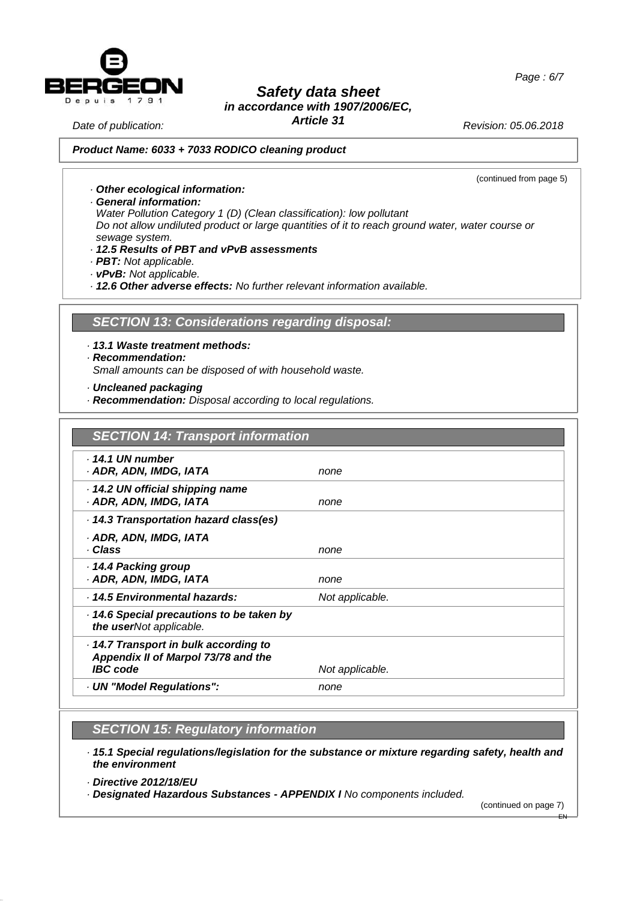(continued from page 5)

· **Other ecological information:**
· **General information:**
Water Pollution Category 1 (D) (Clean classification): low pollutant
Do not allow undiluted product or large quantities of it to reach ground water, water course or sewage system.
· **12.5 Results of PBT and vPvB assessments**
· **PBT:** Not applicable.
· **vPvB:** Not applicable.
· **12.6 Other adverse effects:** No further relevant information available.

## SECTION 13: Considerations regarding disposal:

· **13.1 Waste treatment methods:**
· **Recommendation:**
Small amounts can be disposed of with household waste.

· **Uncleaned packaging**
· **Recommendation:** Disposal according to local regulations.

## SECTION 14: Transport information

| | |
|---|---|
| · **14.1 UN number**<br>· **ADR, ADN, IMDG, IATA** | none |
| · **14.2 UN official shipping name**<br>· **ADR, ADN, IMDG, IATA** | none |
| · **14.3 Transportation hazard class(es)** | |
| · **ADR, ADN, IMDG, IATA**<br>· **Class** | none |
| · **14.4 Packing group**<br>· **ADR, ADN, IMDG, IATA** | none |
| · **14.5 Environmental hazards:** | Not applicable. |
| · **14.6 Special precautions to be taken by the user** Not applicable. | |
| · **14.7 Transport in bulk according to Appendix II of Marpol 73/78 and the IBC code** | Not applicable. |
| · **UN "Model Regulations":** | none |

## SECTION 15: Regulatory information

· **15.1 Special regulations/legislation for the substance or mixture regarding safety, health and the environment**

· **Directive 2012/18/EU**
· **Designated Hazardous Substances - APPENDIX I** No components included.

(continued on page 7)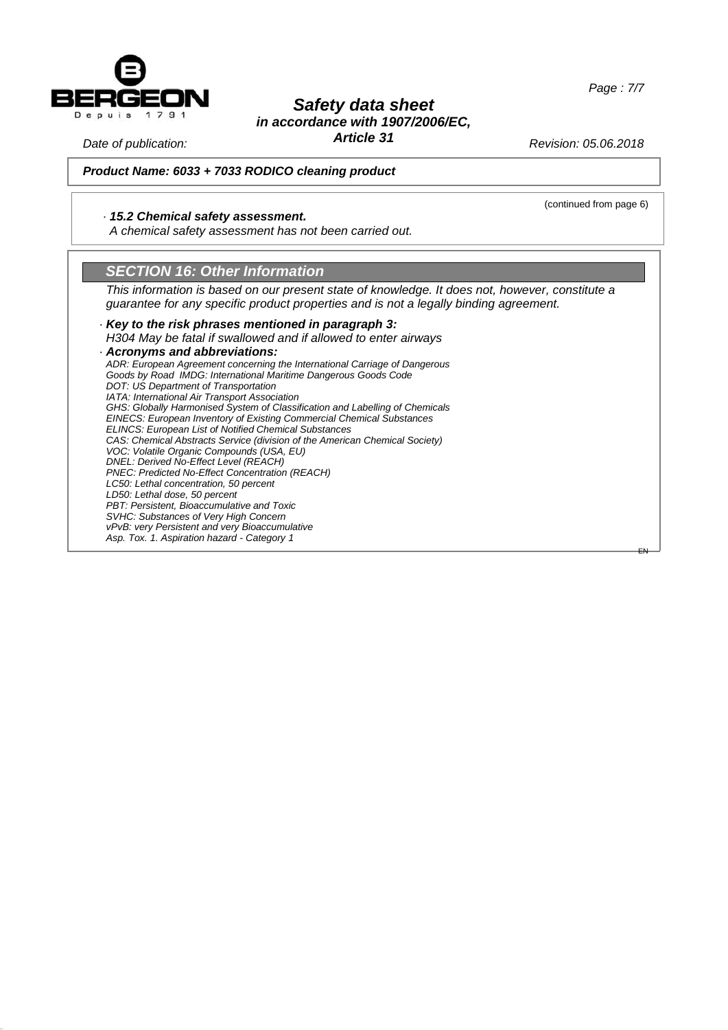(continued from page 6)

· ***15.2 Chemical safety assessment.***

*A chemical safety assessment has not been carried out.*

## *SECTION 16: Other Information*

*This information is based on our present state of knowledge. It does not, however, constitute a guarantee for any specific product properties and is not a legally binding agreement.*

· ***Key to the risk phrases mentioned in paragraph 3:***

*H304 May be fatal if swallowed and if allowed to enter airways*

· ***Acronyms and abbreviations:***

*ADR: European Agreement concerning the International Carriage of Dangerous Goods by Road IMDG: International Maritime Dangerous Goods Code*
*DOT: US Department of Transportation*
*IATA: International Air Transport Association*
*GHS: Globally Harmonised System of Classification and Labelling of Chemicals*
*EINECS: European Inventory of Existing Commercial Chemical Substances*
*ELINCS: European List of Notified Chemical Substances*
*CAS: Chemical Abstracts Service (division of the American Chemical Society)*
*VOC: Volatile Organic Compounds (USA, EU)*
*DNEL: Derived No-Effect Level (REACH)*
*PNEC: Predicted No-Effect Concentration (REACH)*
*LC50: Lethal concentration, 50 percent*
*LD50: Lethal dose, 50 percent*
*PBT: Persistent, Bioaccumulative and Toxic*
*SVHC: Substances of Very High Concern*
*vPvB: very Persistent and very Bioaccumulative*
*Asp. Tox. 1. Aspiration hazard - Category 1*